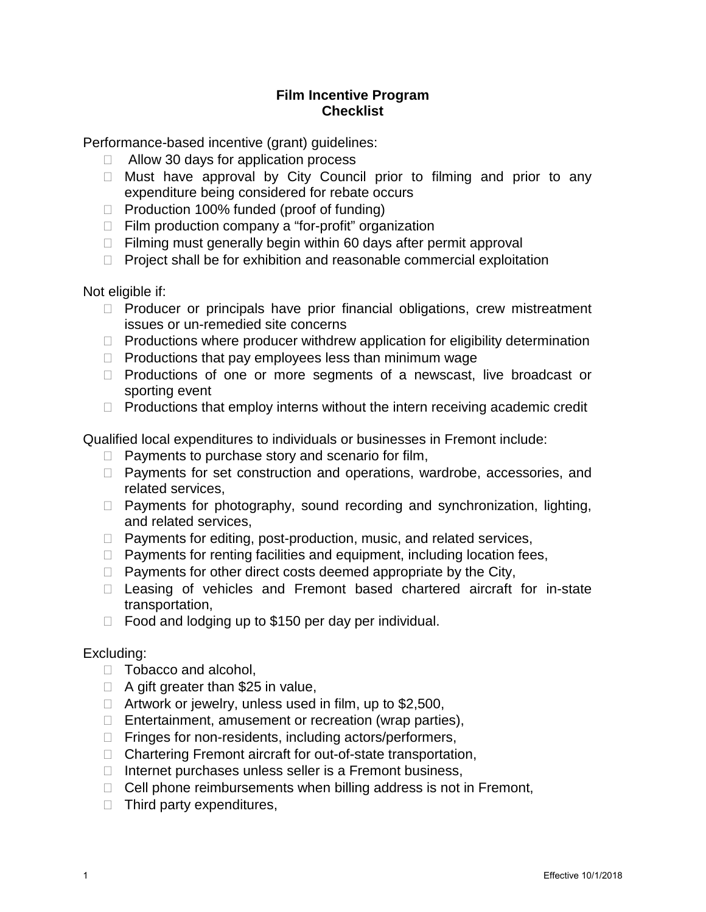**Film Incentive Program**
**Checklist**

Performance-based incentive (grant) guidelines:

- Allow 30 days for application process
- Must have approval by City Council prior to filming and prior to any expenditure being considered for rebate occurs
- Production 100% funded (proof of funding)
- Film production company a "for-profit" organization
- Filming must generally begin within 60 days after permit approval
- Project shall be for exhibition and reasonable commercial exploitation

Not eligible if:

- Producer or principals have prior financial obligations, crew mistreatment issues or un-remedied site concerns
- Productions where producer withdrew application for eligibility determination
- Productions that pay employees less than minimum wage
- Productions of one or more segments of a newscast, live broadcast or sporting event
- Productions that employ interns without the intern receiving academic credit

Qualified local expenditures to individuals or businesses in Fremont include:

- Payments to purchase story and scenario for film,
- Payments for set construction and operations, wardrobe, accessories, and related services,
- Payments for photography, sound recording and synchronization, lighting, and related services,
- Payments for editing, post-production, music, and related services,
- Payments for renting facilities and equipment, including location fees,
- Payments for other direct costs deemed appropriate by the City,
- Leasing of vehicles and Fremont based chartered aircraft for in-state transportation,
- Food and lodging up to $150 per day per individual.

Excluding:

- Tobacco and alcohol,
- A gift greater than $25 in value,
- Artwork or jewelry, unless used in film, up to $2,500,
- Entertainment, amusement or recreation (wrap parties),
- Fringes for non-residents, including actors/performers,
- Chartering Fremont aircraft for out-of-state transportation,
- Internet purchases unless seller is a Fremont business,
- Cell phone reimbursements when billing address is not in Fremont,
- Third party expenditures,

Effective 10/1/2018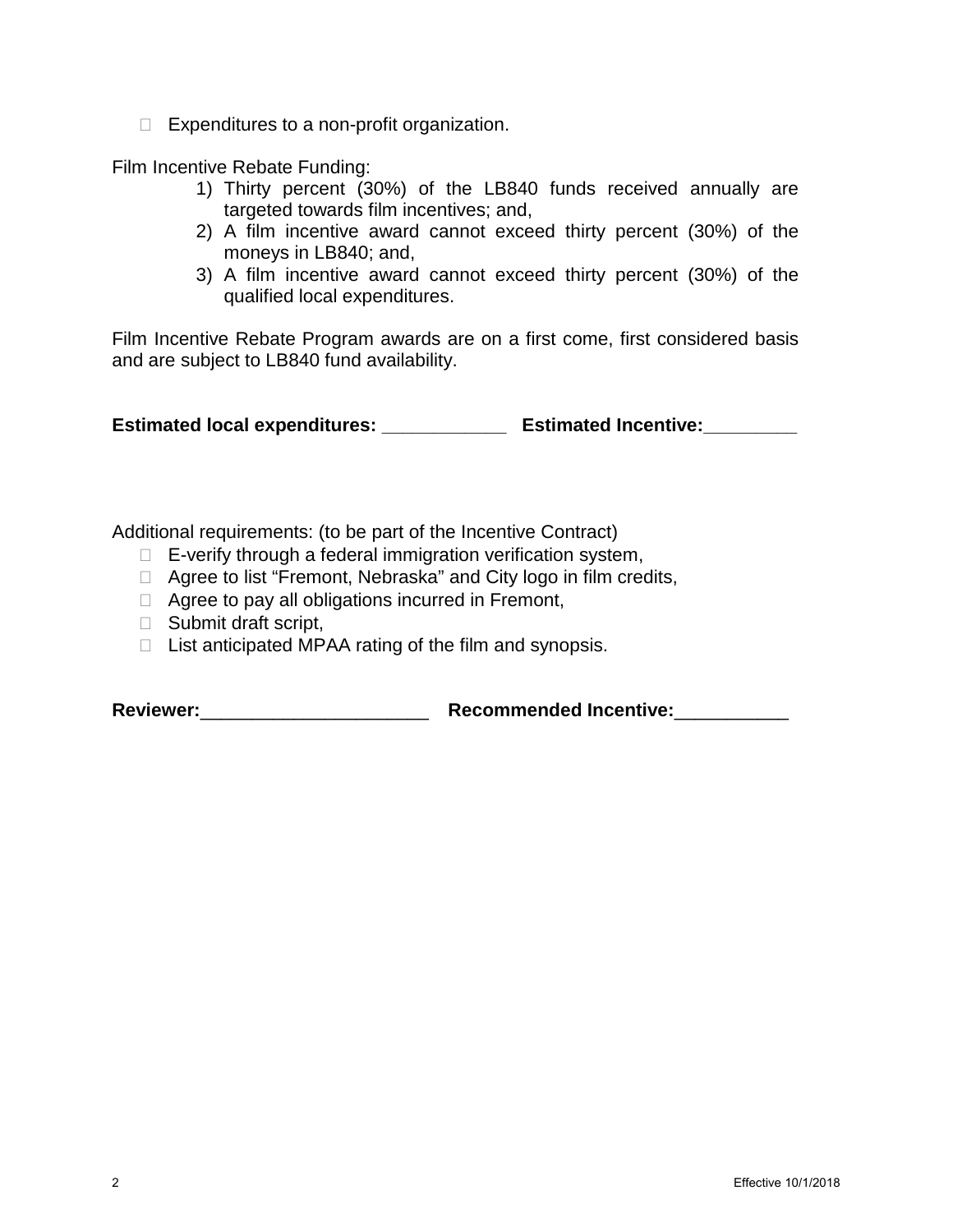- Expenditures to a non-profit organization.

Film Incentive Rebate Funding:

1) Thirty percent (30%) of the LB840 funds received annually are targeted towards film incentives; and,
2) A film incentive award cannot exceed thirty percent (30%) of the moneys in LB840; and,
3) A film incentive award cannot exceed thirty percent (30%) of the qualified local expenditures.

Film Incentive Rebate Program awards are on a first come, first considered basis and are subject to LB840 fund availability.

**Estimated local expenditures: ____________ Estimated Incentive:_________**

Additional requirements: (to be part of the Incentive Contract)

- E-verify through a federal immigration verification system,
- Agree to list “Fremont, Nebraska” and City logo in film credits,
- Agree to pay all obligations incurred in Fremont,
- Submit draft script,
- List anticipated MPAA rating of the film and synopsis.

**Reviewer:**______________________ **Recommended Incentive:**___________

Effective 10/1/2018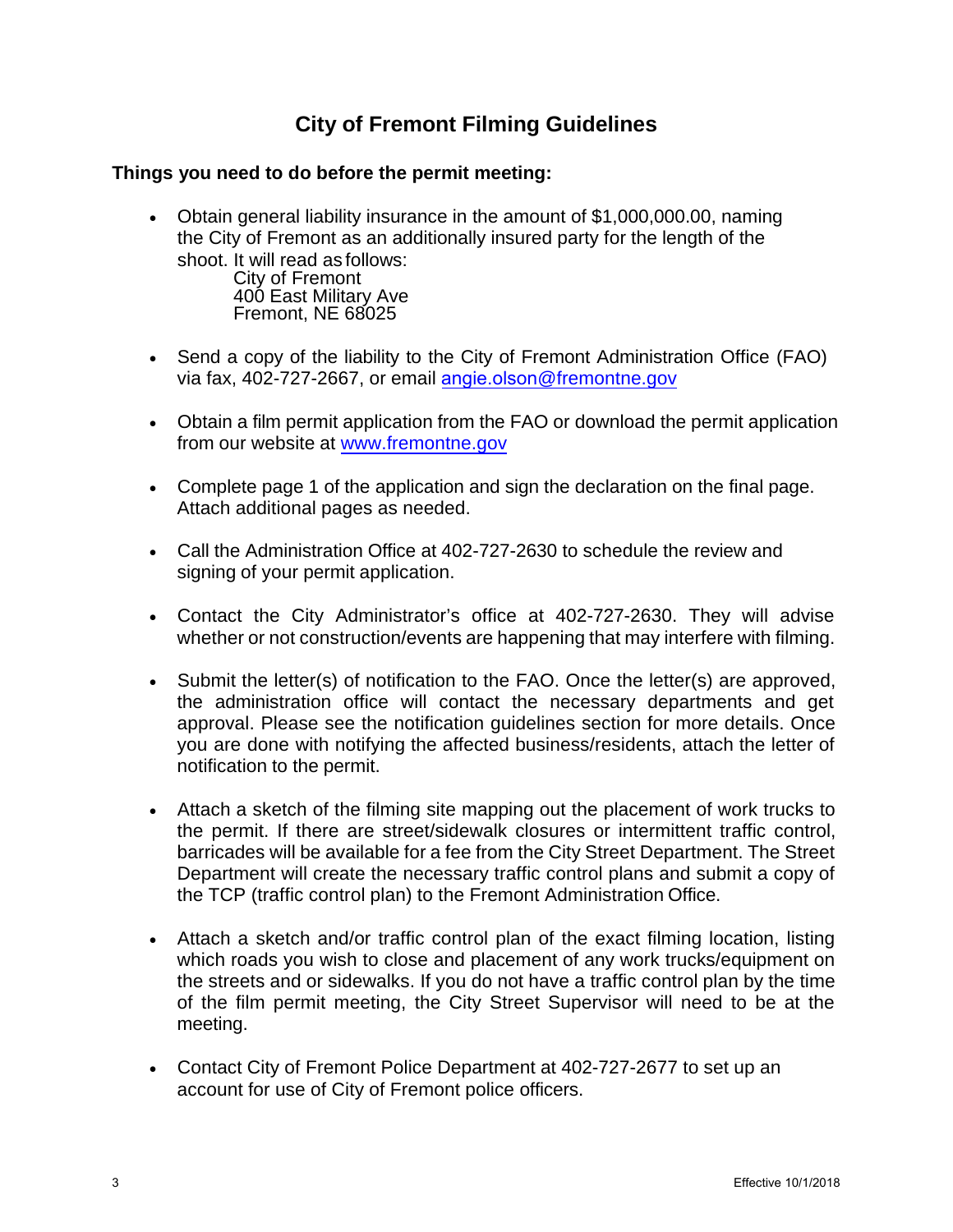# City of Fremont Filming Guidelines

**Things you need to do before the permit meeting:**

- Obtain general liability insurance in the amount of $1,000,000.00, naming the City of Fremont as an additionally insured party for the length of the shoot. It will read as follows:
  City of Fremont
  400 East Military Ave
  Fremont, NE 68025

- Send a copy of the liability to the City of Fremont Administration Office (FAO) via fax, 402-727-2667, or email angie.olson@fremontne.gov

- Obtain a film permit application from the FAO or download the permit application from our website at www.fremontne.gov

- Complete page 1 of the application and sign the declaration on the final page. Attach additional pages as needed.

- Call the Administration Office at 402-727-2630 to schedule the review and signing of your permit application.

- Contact the City Administrator's office at 402-727-2630. They will advise whether or not construction/events are happening that may interfere with filming.

- Submit the letter(s) of notification to the FAO. Once the letter(s) are approved, the administration office will contact the necessary departments and get approval. Please see the notification guidelines section for more details. Once you are done with notifying the affected business/residents, attach the letter of notification to the permit.

- Attach a sketch of the filming site mapping out the placement of work trucks to the permit. If there are street/sidewalk closures or intermittent traffic control, barricades will be available for a fee from the City Street Department. The Street Department will create the necessary traffic control plans and submit a copy of the TCP (traffic control plan) to the Fremont Administration Office.

- Attach a sketch and/or traffic control plan of the exact filming location, listing which roads you wish to close and placement of any work trucks/equipment on the streets and or sidewalks. If you do not have a traffic control plan by the time of the film permit meeting, the City Street Supervisor will need to be at the meeting.

- Contact City of Fremont Police Department at 402-727-2677 to set up an account for use of City of Fremont police officers.

Effective 10/1/2018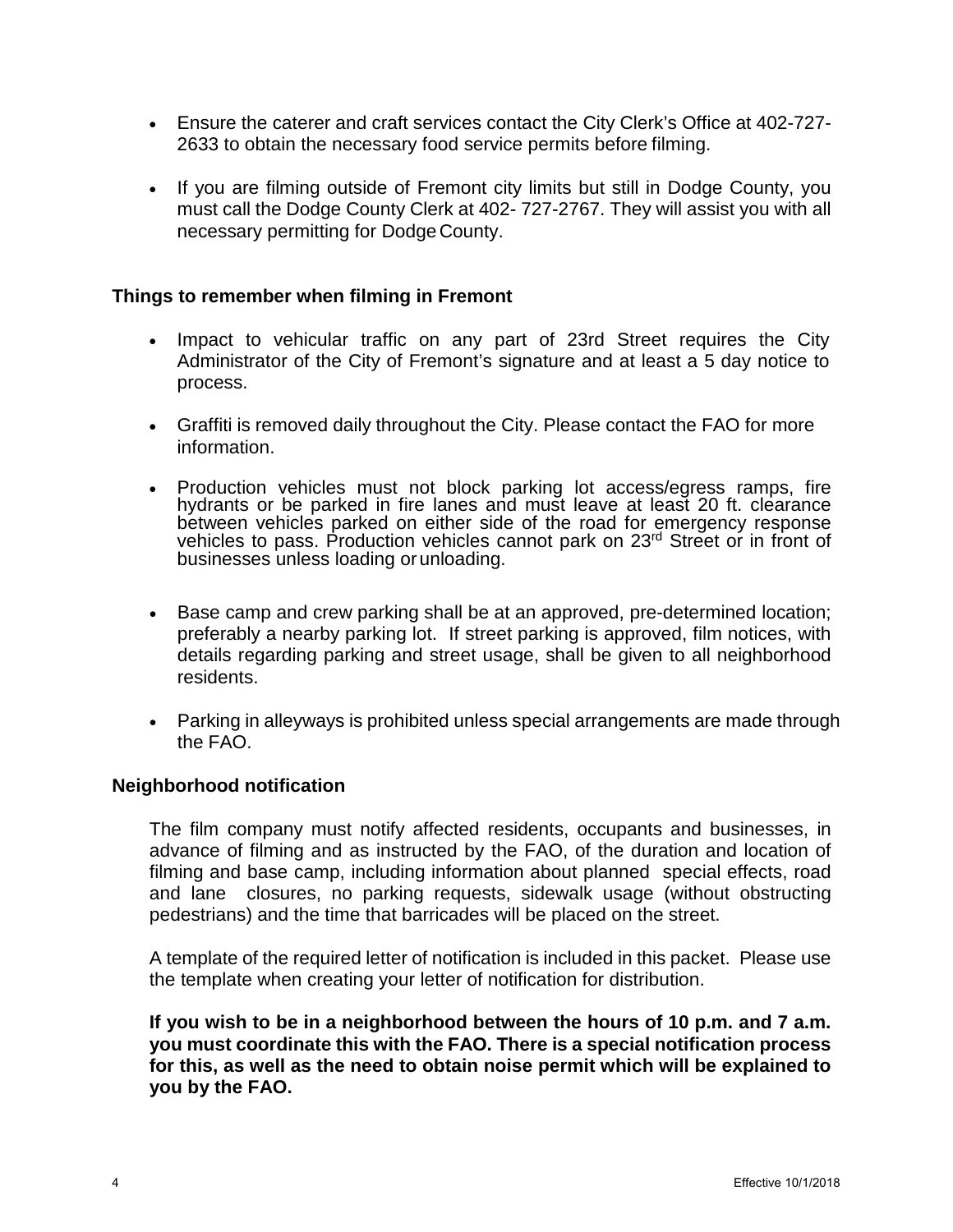- Ensure the caterer and craft services contact the City Clerk's Office at 402-727-2633 to obtain the necessary food service permits before filming.

- If you are filming outside of Fremont city limits but still in Dodge County, you must call the Dodge County Clerk at 402- 727-2767. They will assist you with all necessary permitting for Dodge County.

### Things to remember when filming in Fremont

- Impact to vehicular traffic on any part of 23rd Street requires the City Administrator of the City of Fremont's signature and at least a 5 day notice to process.

- Graffiti is removed daily throughout the City. Please contact the FAO for more information.

- Production vehicles must not block parking lot access/egress ramps, fire hydrants or be parked in fire lanes and must leave at least 20 ft. clearance between vehicles parked on either side of the road for emergency response vehicles to pass. Production vehicles cannot park on 23rd Street or in front of businesses unless loading or unloading.

- Base camp and crew parking shall be at an approved, pre-determined location; preferably a nearby parking lot. If street parking is approved, film notices, with details regarding parking and street usage, shall be given to all neighborhood residents.

- Parking in alleyways is prohibited unless special arrangements are made through the FAO.

### Neighborhood notification

The film company must notify affected residents, occupants and businesses, in advance of filming and as instructed by the FAO, of the duration and location of filming and base camp, including information about planned special effects, road and lane closures, no parking requests, sidewalk usage (without obstructing pedestrians) and the time that barricades will be placed on the street.

A template of the required letter of notification is included in this packet. Please use the template when creating your letter of notification for distribution.

**If you wish to be in a neighborhood between the hours of 10 p.m. and 7 a.m. you must coordinate this with the FAO. There is a special notification process for this, as well as the need to obtain noise permit which will be explained to you by the FAO.**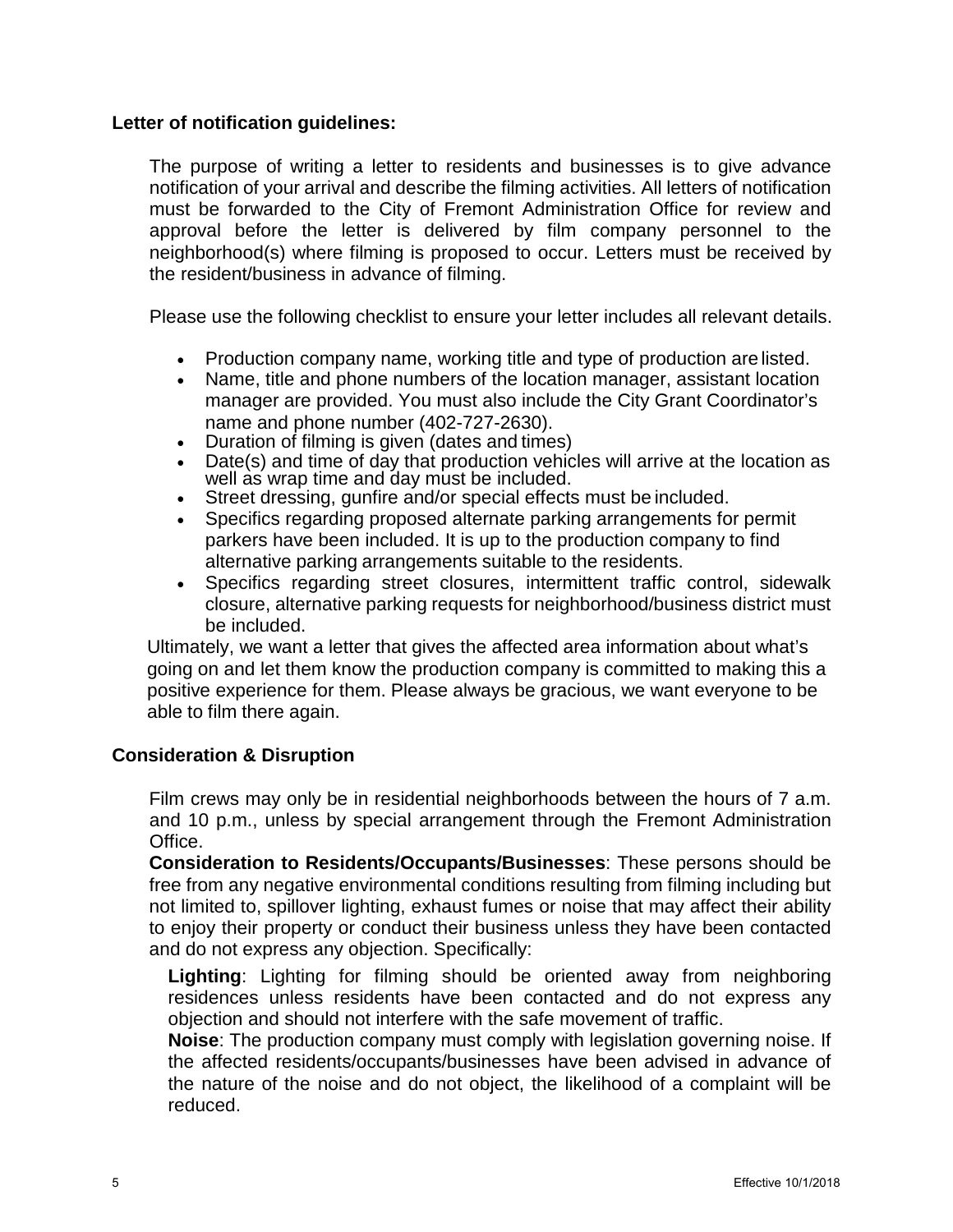**Letter of notification guidelines:**

The purpose of writing a letter to residents and businesses is to give advance notification of your arrival and describe the filming activities. All letters of notification must be forwarded to the City of Fremont Administration Office for review and approval before the letter is delivered by film company personnel to the neighborhood(s) where filming is proposed to occur. Letters must be received by the resident/business in advance of filming.

Please use the following checklist to ensure your letter includes all relevant details.

- Production company name, working title and type of production are listed.
- Name, title and phone numbers of the location manager, assistant location manager are provided. You must also include the City Grant Coordinator's name and phone number (402-727-2630).
- Duration of filming is given (dates and times)
- Date(s) and time of day that production vehicles will arrive at the location as well as wrap time and day must be included.
- Street dressing, gunfire and/or special effects must be included.
- Specifics regarding proposed alternate parking arrangements for permit parkers have been included. It is up to the production company to find alternative parking arrangements suitable to the residents.
- Specifics regarding street closures, intermittent traffic control, sidewalk closure, alternative parking requests for neighborhood/business district must be included.

Ultimately, we want a letter that gives the affected area information about what's going on and let them know the production company is committed to making this a positive experience for them. Please always be gracious, we want everyone to be able to film there again.

**Consideration & Disruption**

Film crews may only be in residential neighborhoods between the hours of 7 a.m. and 10 p.m., unless by special arrangement through the Fremont Administration Office.

**Consideration to Residents/Occupants/Businesses**: These persons should be free from any negative environmental conditions resulting from filming including but not limited to, spillover lighting, exhaust fumes or noise that may affect their ability to enjoy their property or conduct their business unless they have been contacted and do not express any objection. Specifically:

**Lighting**: Lighting for filming should be oriented away from neighboring residences unless residents have been contacted and do not express any objection and should not interfere with the safe movement of traffic.

**Noise**: The production company must comply with legislation governing noise. If the affected residents/occupants/businesses have been advised in advance of the nature of the noise and do not object, the likelihood of a complaint will be reduced.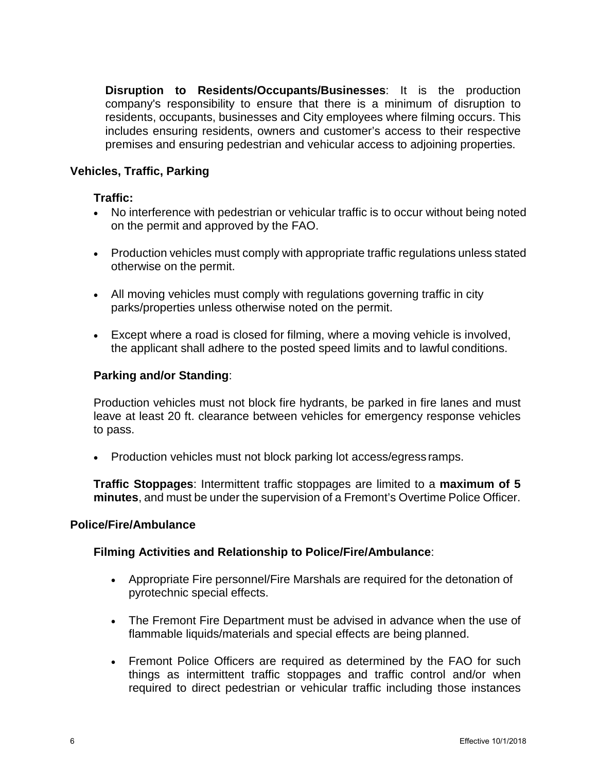**Disruption to Residents/Occupants/Businesses**: It is the production company's responsibility to ensure that there is a minimum of disruption to residents, occupants, businesses and City employees where filming occurs. This includes ensuring residents, owners and customer's access to their respective premises and ensuring pedestrian and vehicular access to adjoining properties.

### Vehicles, Traffic, Parking

**Traffic:**

- No interference with pedestrian or vehicular traffic is to occur without being noted on the permit and approved by the FAO.
- Production vehicles must comply with appropriate traffic regulations unless stated otherwise on the permit.
- All moving vehicles must comply with regulations governing traffic in city parks/properties unless otherwise noted on the permit.
- Except where a road is closed for filming, where a moving vehicle is involved, the applicant shall adhere to the posted speed limits and to lawful conditions.

**Parking and/or Standing**:

Production vehicles must not block fire hydrants, be parked in fire lanes and must leave at least 20 ft. clearance between vehicles for emergency response vehicles to pass.

- Production vehicles must not block parking lot access/egress ramps.

**Traffic Stoppages**: Intermittent traffic stoppages are limited to a **maximum of 5 minutes**, and must be under the supervision of a Fremont's Overtime Police Officer.

### Police/Fire/Ambulance

**Filming Activities and Relationship to Police/Fire/Ambulance**:

- Appropriate Fire personnel/Fire Marshals are required for the detonation of pyrotechnic special effects.
- The Fremont Fire Department must be advised in advance when the use of flammable liquids/materials and special effects are being planned.
- Fremont Police Officers are required as determined by the FAO for such things as intermittent traffic stoppages and traffic control and/or when required to direct pedestrian or vehicular traffic including those instances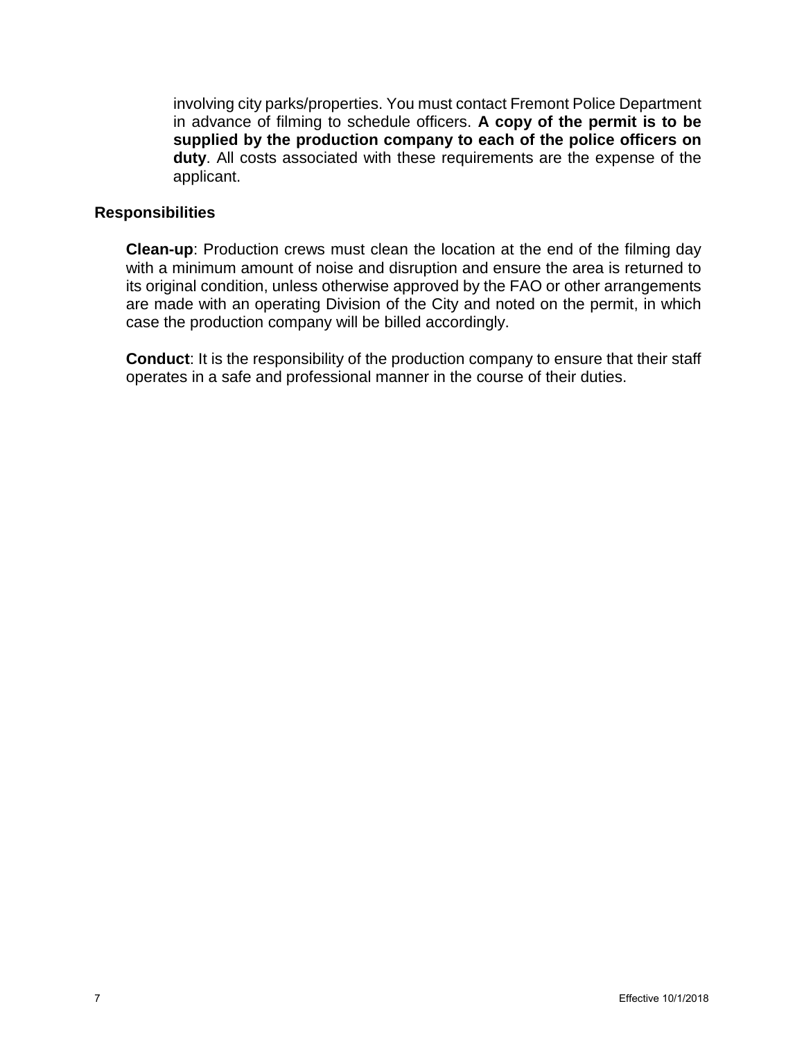involving city parks/properties. You must contact Fremont Police Department in advance of filming to schedule officers. **A copy of the permit is to be supplied by the production company to each of the police officers on duty**. All costs associated with these requirements are the expense of the applicant.

## Responsibilities

**Clean-up**: Production crews must clean the location at the end of the filming day with a minimum amount of noise and disruption and ensure the area is returned to its original condition, unless otherwise approved by the FAO or other arrangements are made with an operating Division of the City and noted on the permit, in which case the production company will be billed accordingly.

**Conduct**: It is the responsibility of the production company to ensure that their staff operates in a safe and professional manner in the course of their duties.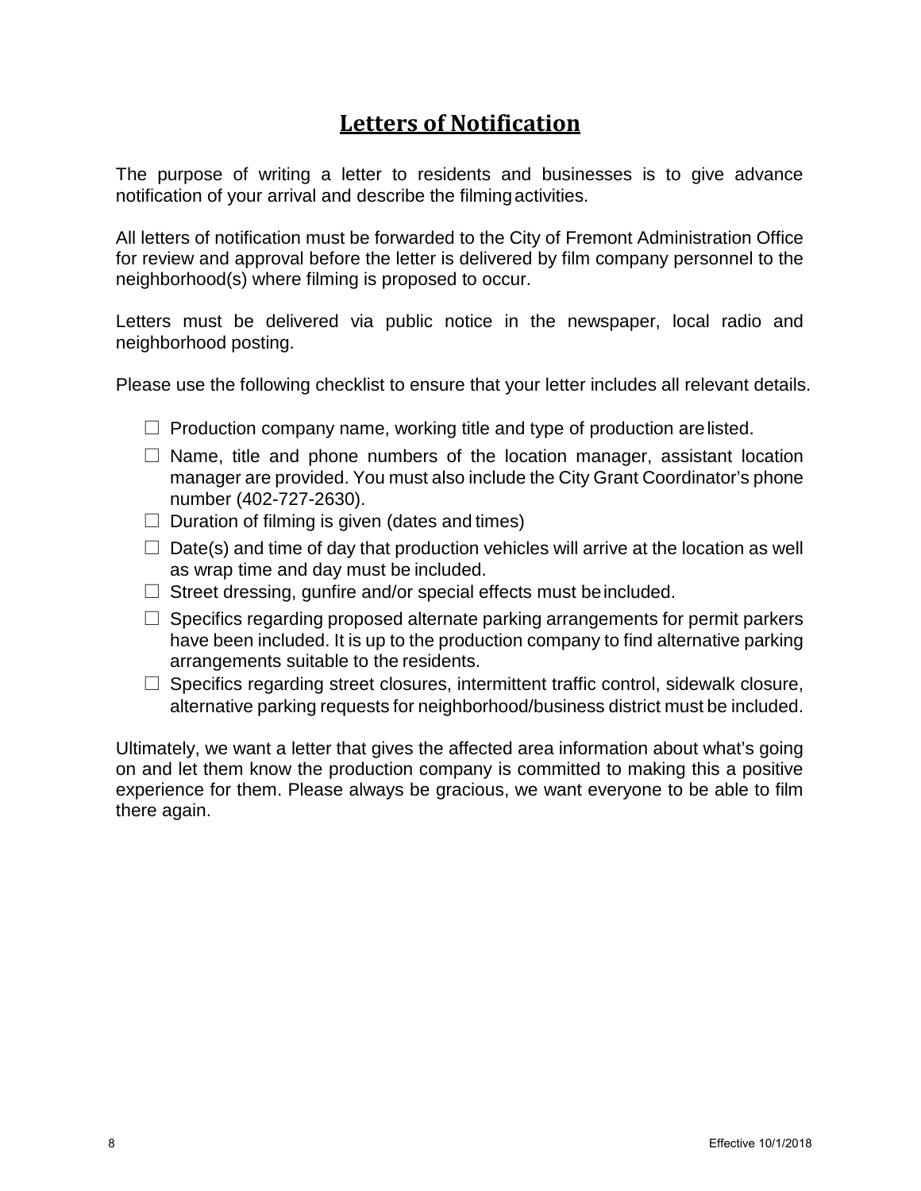# Letters of Notification

The purpose of writing a letter to residents and businesses is to give advance notification of your arrival and describe the filming activities.

All letters of notification must be forwarded to the City of Fremont Administration Office for review and approval before the letter is delivered by film company personnel to the neighborhood(s) where filming is proposed to occur.

Letters must be delivered via public notice in the newspaper, local radio and neighborhood posting.

Please use the following checklist to ensure that your letter includes all relevant details.

- ☐ Production company name, working title and type of production are listed.
- ☐ Name, title and phone numbers of the location manager, assistant location manager are provided. You must also include the City Grant Coordinator's phone number (402-727-2630).
- ☐ Duration of filming is given (dates and times)
- ☐ Date(s) and time of day that production vehicles will arrive at the location as well as wrap time and day must be included.
- ☐ Street dressing, gunfire and/or special effects must be included.
- ☐ Specifics regarding proposed alternate parking arrangements for permit parkers have been included. It is up to the production company to find alternative parking arrangements suitable to the residents.
- ☐ Specifics regarding street closures, intermittent traffic control, sidewalk closure, alternative parking requests for neighborhood/business district must be included.

Ultimately, we want a letter that gives the affected area information about what's going on and let them know the production company is committed to making this a positive experience for them. Please always be gracious, we want everyone to be able to film there again.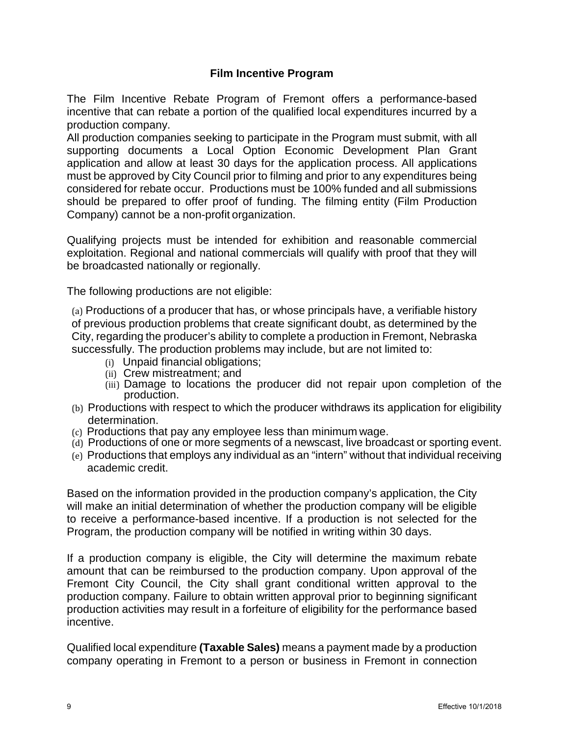## Film Incentive Program

The Film Incentive Rebate Program of Fremont offers a performance-based incentive that can rebate a portion of the qualified local expenditures incurred by a production company.

All production companies seeking to participate in the Program must submit, with all supporting documents a Local Option Economic Development Plan Grant application and allow at least 30 days for the application process. All applications must be approved by City Council prior to filming and prior to any expenditures being considered for rebate occur. Productions must be 100% funded and all submissions should be prepared to offer proof of funding. The filming entity (Film Production Company) cannot be a non-profit organization.

Qualifying projects must be intended for exhibition and reasonable commercial exploitation. Regional and national commercials will qualify with proof that they will be broadcasted nationally or regionally.

The following productions are not eligible:

(a) Productions of a producer that has, or whose principals have, a verifiable history of previous production problems that create significant doubt, as determined by the City, regarding the producer's ability to complete a production in Fremont, Nebraska successfully. The production problems may include, but are not limited to:
   - (i) Unpaid financial obligations;
   - (ii) Crew mistreatment; and
   - (iii) Damage to locations the producer did not repair upon completion of the production.

(b) Productions with respect to which the producer withdraws its application for eligibility determination.

(c) Productions that pay any employee less than minimum wage.

(d) Productions of one or more segments of a newscast, live broadcast or sporting event.

(e) Productions that employs any individual as an "intern" without that individual receiving academic credit.

Based on the information provided in the production company's application, the City will make an initial determination of whether the production company will be eligible to receive a performance-based incentive. If a production is not selected for the Program, the production company will be notified in writing within 30 days.

If a production company is eligible, the City will determine the maximum rebate amount that can be reimbursed to the production company. Upon approval of the Fremont City Council, the City shall grant conditional written approval to the production company. Failure to obtain written approval prior to beginning significant production activities may result in a forfeiture of eligibility for the performance based incentive.

Qualified local expenditure **(Taxable Sales)** means a payment made by a production company operating in Fremont to a person or business in Fremont in connection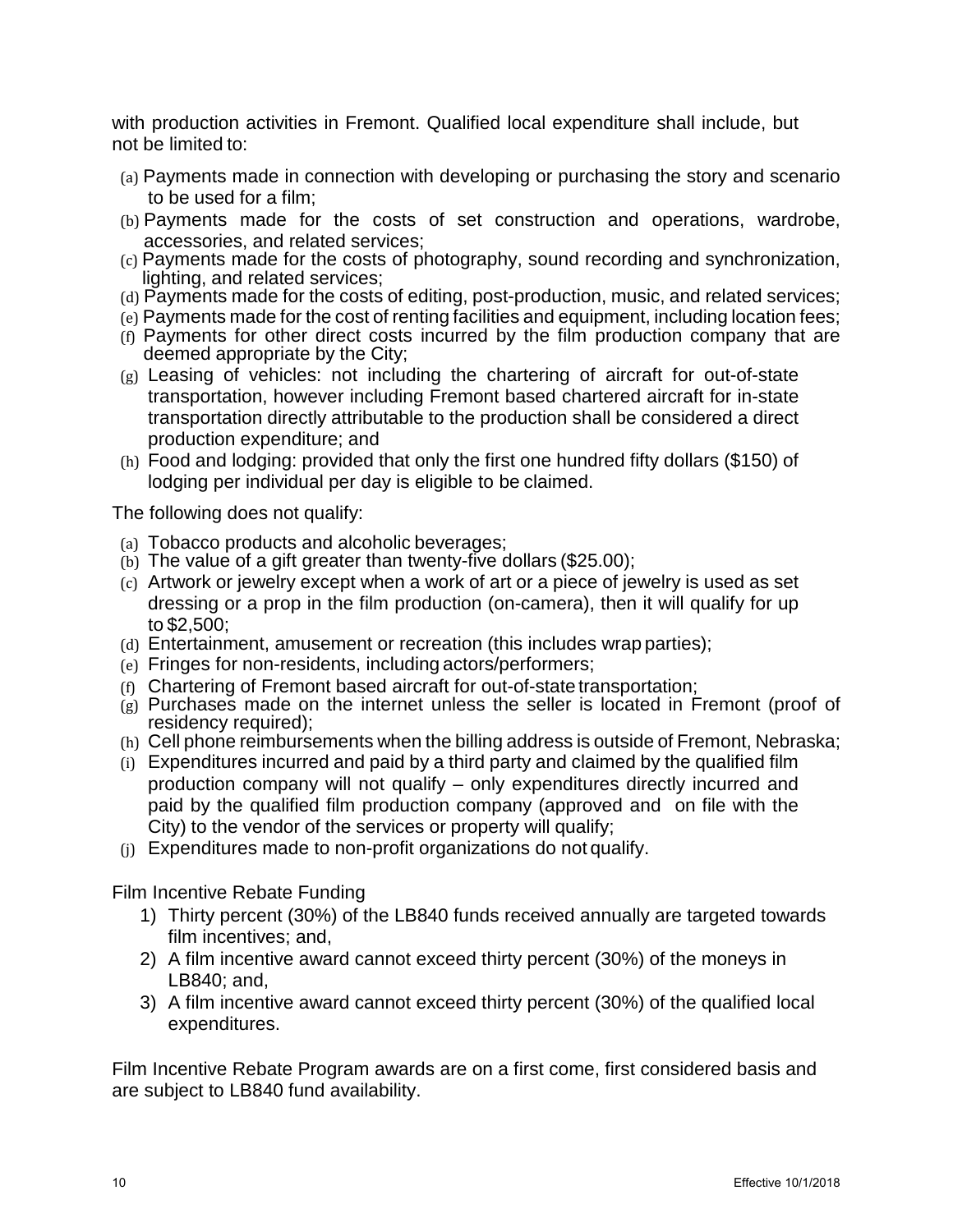with production activities in Fremont. Qualified local expenditure shall include, but not be limited to:

(a) Payments made in connection with developing or purchasing the story and scenario to be used for a film;
(b) Payments made for the costs of set construction and operations, wardrobe, accessories, and related services;
(c) Payments made for the costs of photography, sound recording and synchronization, lighting, and related services;
(d) Payments made for the costs of editing, post-production, music, and related services;
(e) Payments made for the cost of renting facilities and equipment, including location fees;
(f) Payments for other direct costs incurred by the film production company that are deemed appropriate by the City;
(g) Leasing of vehicles: not including the chartering of aircraft for out-of-state transportation, however including Fremont based chartered aircraft for in-state transportation directly attributable to the production shall be considered a direct production expenditure; and
(h) Food and lodging: provided that only the first one hundred fifty dollars ($150) of lodging per individual per day is eligible to be claimed.

The following does not qualify:

(a) Tobacco products and alcoholic beverages;
(b) The value of a gift greater than twenty-five dollars ($25.00);
(c) Artwork or jewelry except when a work of art or a piece of jewelry is used as set dressing or a prop in the film production (on-camera), then it will qualify for up to $2,500;
(d) Entertainment, amusement or recreation (this includes wrap parties);
(e) Fringes for non-residents, including actors/performers;
(f) Chartering of Fremont based aircraft for out-of-state transportation;
(g) Purchases made on the internet unless the seller is located in Fremont (proof of residency required);
(h) Cell phone reimbursements when the billing address is outside of Fremont, Nebraska;
(i) Expenditures incurred and paid by a third party and claimed by the qualified film production company will not qualify – only expenditures directly incurred and paid by the qualified film production company (approved and on file with the City) to the vendor of the services or property will qualify;
(j) Expenditures made to non-profit organizations do not qualify.

Film Incentive Rebate Funding

1) Thirty percent (30%) of the LB840 funds received annually are targeted towards film incentives; and,
2) A film incentive award cannot exceed thirty percent (30%) of the moneys in LB840; and,
3) A film incentive award cannot exceed thirty percent (30%) of the qualified local expenditures.

Film Incentive Rebate Program awards are on a first come, first considered basis and are subject to LB840 fund availability.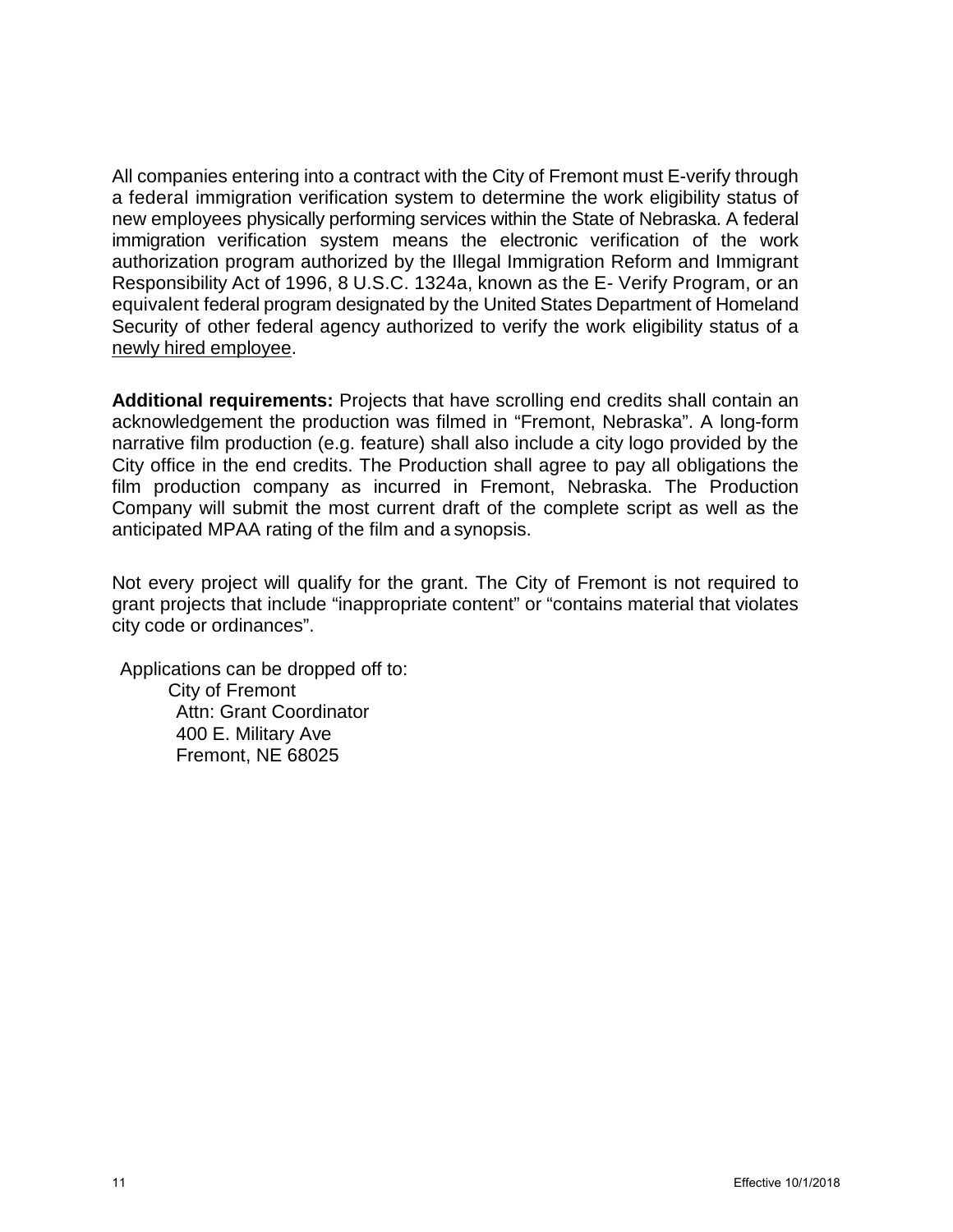All companies entering into a contract with the City of Fremont must E-verify through a federal immigration verification system to determine the work eligibility status of new employees physically performing services within the State of Nebraska. A federal immigration verification system means the electronic verification of the work authorization program authorized by the Illegal Immigration Reform and Immigrant Responsibility Act of 1996, 8 U.S.C. 1324a, known as the E- Verify Program, or an equivalent federal program designated by the United States Department of Homeland Security of other federal agency authorized to verify the work eligibility status of a newly hired employee.

**Additional requirements:** Projects that have scrolling end credits shall contain an acknowledgement the production was filmed in "Fremont, Nebraska". A long-form narrative film production (e.g. feature) shall also include a city logo provided by the City office in the end credits. The Production shall agree to pay all obligations the film production company as incurred in Fremont, Nebraska. The Production Company will submit the most current draft of the complete script as well as the anticipated MPAA rating of the film and a synopsis.

Not every project will qualify for the grant. The City of Fremont is not required to grant projects that include "inappropriate content" or "contains material that violates city code or ordinances".

Applications can be dropped off to:

City of Fremont
Attn: Grant Coordinator
400 E. Military Ave
Fremont, NE 68025